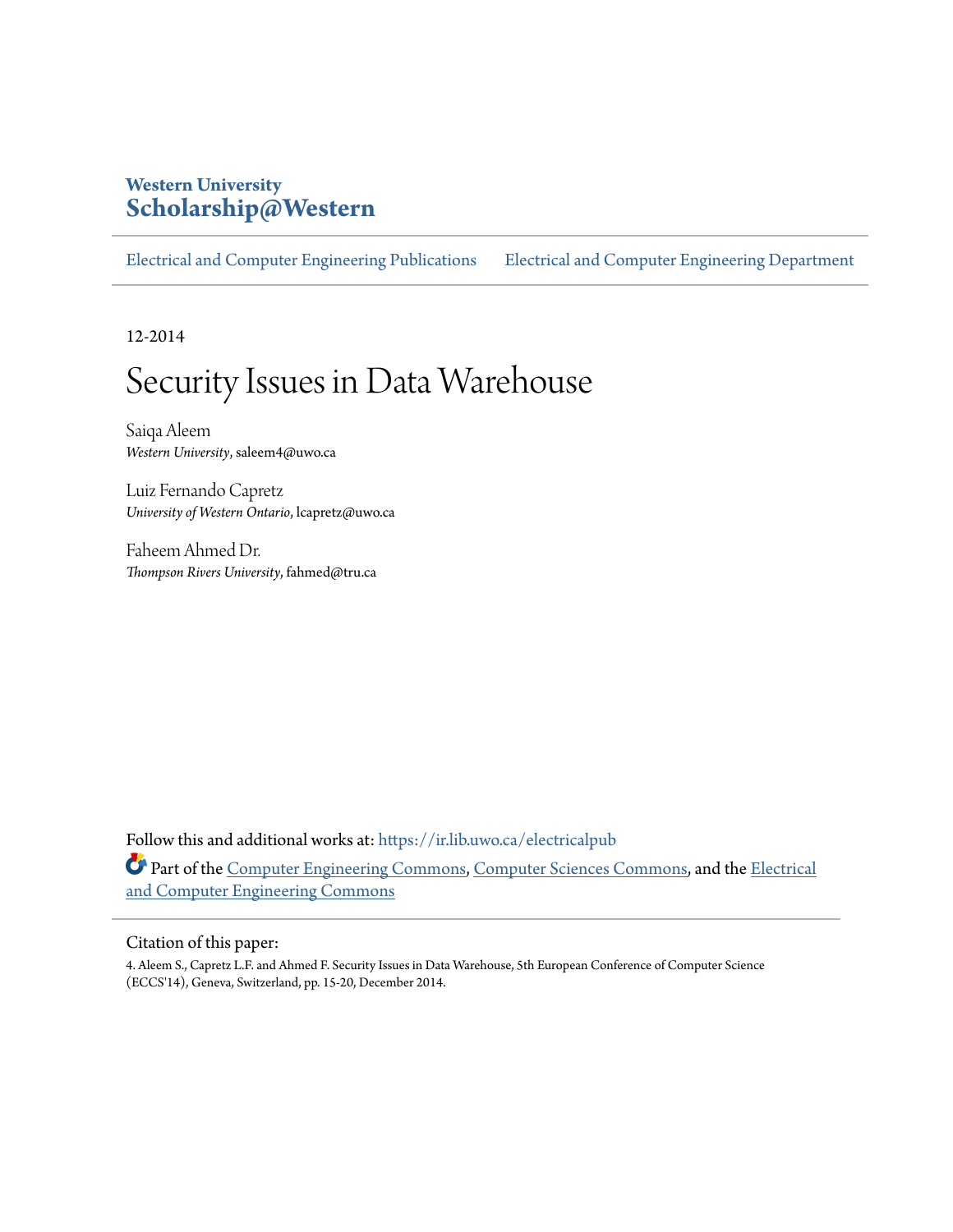Western University
**Scholarship@Western**

Electrical and Computer Engineering Publications | Electrical and Computer Engineering Department

12-2014

# Security Issues in Data Warehouse

Saiqa Aleem
*Western University*, saleem4@uwo.ca

Luiz Fernando Capretz
*University of Western Ontario*, lcapretz@uwo.ca

Faheem Ahmed Dr.
*Thompson Rivers University*, fahmed@tru.ca

Follow this and additional works at: https://ir.lib.uwo.ca/electricalpub

Part of the Computer Engineering Commons, Computer Sciences Commons, and the Electrical and Computer Engineering Commons

Citation of this paper:

4. Aleem S., Capretz L.F. and Ahmed F. Security Issues in Data Warehouse, 5th European Conference of Computer Science (ECCS'14), Geneva, Switzerland, pp. 15-20, December 2014.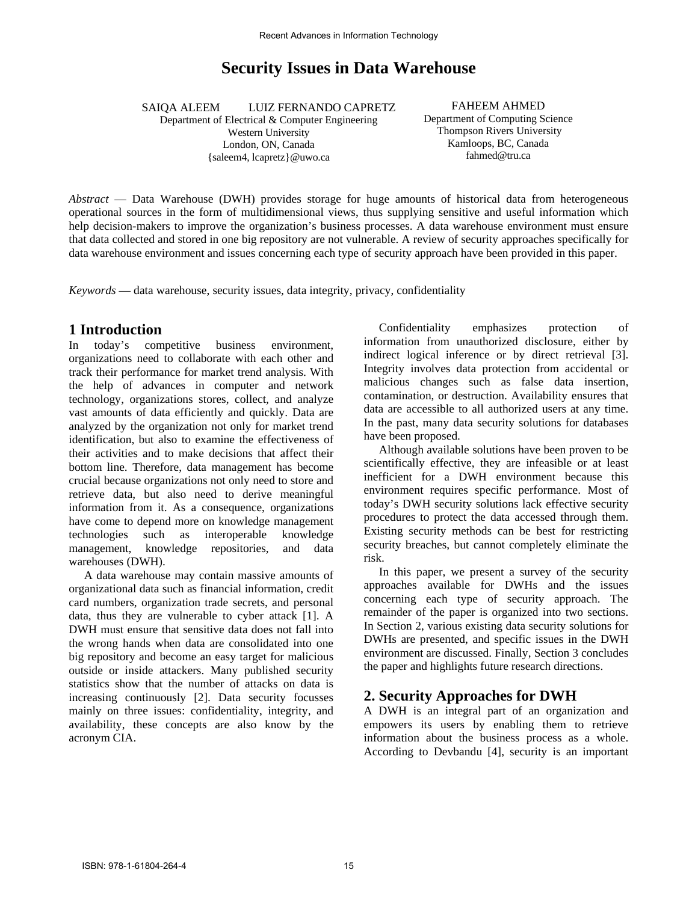# Security Issues in Data Warehouse

SAIQA ALEEM LUIZ FERNANDO CAPRETZ
Department of Electrical & Computer Engineering
Western University
London, ON, Canada
{saleem4, lcapretz}@uwo.ca

FAHEEM AHMED
Department of Computing Science
Thompson Rivers University
Kamloops, BC, Canada
fahmed@tru.ca

*Abstract* — Data Warehouse (DWH) provides storage for huge amounts of historical data from heterogeneous operational sources in the form of multidimensional views, thus supplying sensitive and useful information which help decision-makers to improve the organization's business processes. A data warehouse environment must ensure that data collected and stored in one big repository are not vulnerable. A review of security approaches specifically for data warehouse environment and issues concerning each type of security approach have been provided in this paper.

*Keywords* — data warehouse, security issues, data integrity, privacy, confidentiality

## 1 Introduction

In today's competitive business environment, organizations need to collaborate with each other and track their performance for market trend analysis. With the help of advances in computer and network technology, organizations stores, collect, and analyze vast amounts of data efficiently and quickly. Data are analyzed by the organization not only for market trend identification, but also to examine the effectiveness of their activities and to make decisions that affect their bottom line. Therefore, data management has become crucial because organizations not only need to store and retrieve data, but also need to derive meaningful information from it. As a consequence, organizations have come to depend more on knowledge management technologies such as interoperable knowledge management, knowledge repositories, and data warehouses (DWH).

A data warehouse may contain massive amounts of organizational data such as financial information, credit card numbers, organization trade secrets, and personal data, thus they are vulnerable to cyber attack [1]. A DWH must ensure that sensitive data does not fall into the wrong hands when data are consolidated into one big repository and become an easy target for malicious outside or inside attackers. Many published security statistics show that the number of attacks on data is increasing continuously [2]. Data security focusses mainly on three issues: confidentiality, integrity, and availability, these concepts are also know by the acronym CIA.

Confidentiality emphasizes protection of information from unauthorized disclosure, either by indirect logical inference or by direct retrieval [3]. Integrity involves data protection from accidental or malicious changes such as false data insertion, contamination, or destruction. Availability ensures that data are accessible to all authorized users at any time. In the past, many data security solutions for databases have been proposed.

Although available solutions have been proven to be scientifically effective, they are infeasible or at least inefficient for a DWH environment because this environment requires specific performance. Most of today's DWH security solutions lack effective security procedures to protect the data accessed through them. Existing security methods can be best for restricting security breaches, but cannot completely eliminate the risk.

In this paper, we present a survey of the security approaches available for DWHs and the issues concerning each type of security approach. The remainder of the paper is organized into two sections. In Section 2, various existing data security solutions for DWHs are presented, and specific issues in the DWH environment are discussed. Finally, Section 3 concludes the paper and highlights future research directions.

## 2. Security Approaches for DWH

A DWH is an integral part of an organization and empowers its users by enabling them to retrieve information about the business process as a whole. According to Devbandu [4], security is an important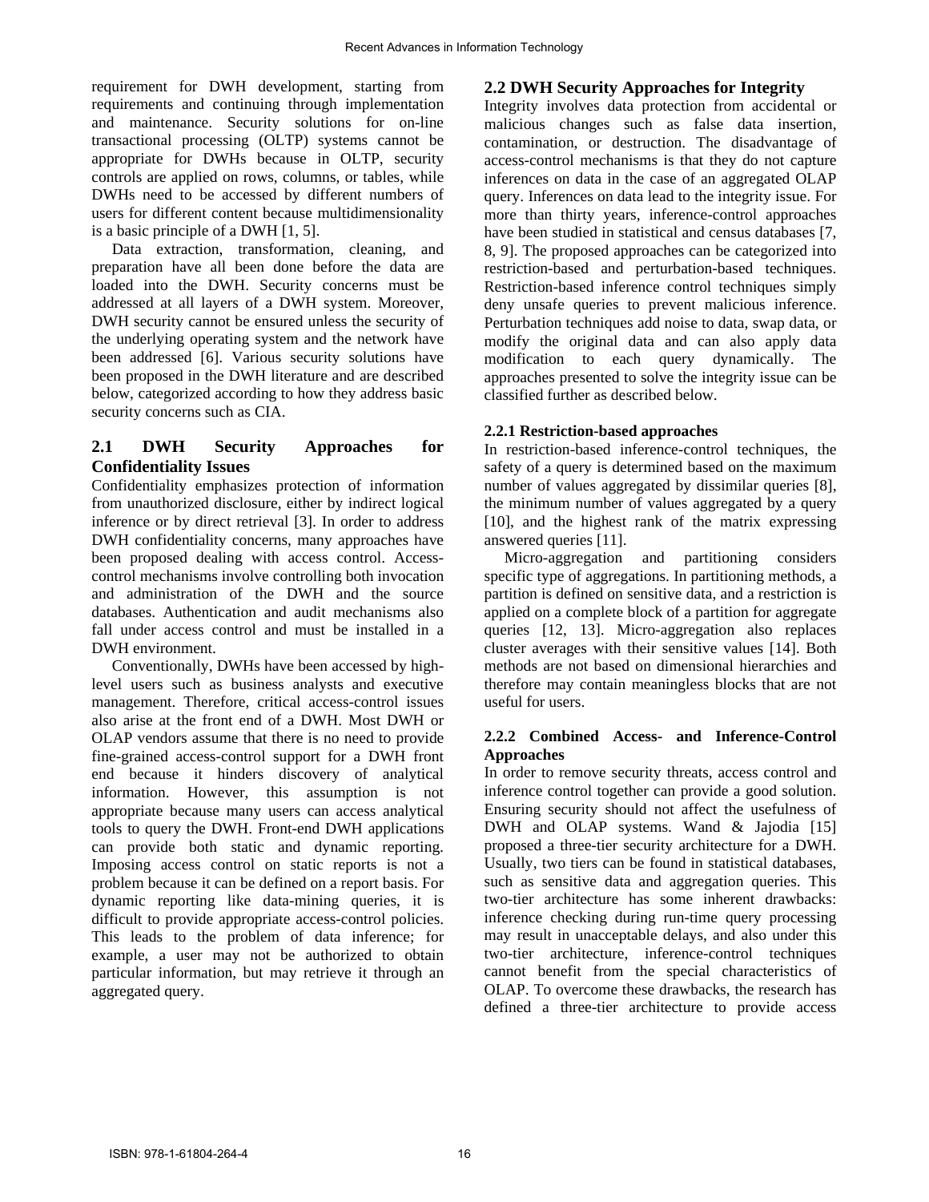requirement for DWH development, starting from requirements and continuing through implementation and maintenance. Security solutions for on-line transactional processing (OLTP) systems cannot be appropriate for DWHs because in OLTP, security controls are applied on rows, columns, or tables, while DWHs need to be accessed by different numbers of users for different content because multidimensionality is a basic principle of a DWH [1, 5].

Data extraction, transformation, cleaning, and preparation have all been done before the data are loaded into the DWH. Security concerns must be addressed at all layers of a DWH system. Moreover, DWH security cannot be ensured unless the security of the underlying operating system and the network have been addressed [6]. Various security solutions have been proposed in the DWH literature and are described below, categorized according to how they address basic security concerns such as CIA.

## 2.1 DWH Security Approaches for Confidentiality Issues

Confidentiality emphasizes protection of information from unauthorized disclosure, either by indirect logical inference or by direct retrieval [3]. In order to address DWH confidentiality concerns, many approaches have been proposed dealing with access control. Access-control mechanisms involve controlling both invocation and administration of the DWH and the source databases. Authentication and audit mechanisms also fall under access control and must be installed in a DWH environment.

Conventionally, DWHs have been accessed by high-level users such as business analysts and executive management. Therefore, critical access-control issues also arise at the front end of a DWH. Most DWH or OLAP vendors assume that there is no need to provide fine-grained access-control support for a DWH front end because it hinders discovery of analytical information. However, this assumption is not appropriate because many users can access analytical tools to query the DWH. Front-end DWH applications can provide both static and dynamic reporting. Imposing access control on static reports is not a problem because it can be defined on a report basis. For dynamic reporting like data-mining queries, it is difficult to provide appropriate access-control policies. This leads to the problem of data inference; for example, a user may not be authorized to obtain particular information, but may retrieve it through an aggregated query.

## 2.2 DWH Security Approaches for Integrity

Integrity involves data protection from accidental or malicious changes such as false data insertion, contamination, or destruction. The disadvantage of access-control mechanisms is that they do not capture inferences on data in the case of an aggregated OLAP query. Inferences on data lead to the integrity issue. For more than thirty years, inference-control approaches have been studied in statistical and census databases [7, 8, 9]. The proposed approaches can be categorized into restriction-based and perturbation-based techniques. Restriction-based inference control techniques simply deny unsafe queries to prevent malicious inference. Perturbation techniques add noise to data, swap data, or modify the original data and can also apply data modification to each query dynamically. The approaches presented to solve the integrity issue can be classified further as described below.

### 2.2.1 Restriction-based approaches

In restriction-based inference-control techniques, the safety of a query is determined based on the maximum number of values aggregated by dissimilar queries [8], the minimum number of values aggregated by a query [10], and the highest rank of the matrix expressing answered queries [11].

Micro-aggregation and partitioning considers specific type of aggregations. In partitioning methods, a partition is defined on sensitive data, and a restriction is applied on a complete block of a partition for aggregate queries [12, 13]. Micro-aggregation also replaces cluster averages with their sensitive values [14]. Both methods are not based on dimensional hierarchies and therefore may contain meaningless blocks that are not useful for users.

### 2.2.2 Combined Access- and Inference-Control Approaches

In order to remove security threats, access control and inference control together can provide a good solution. Ensuring security should not affect the usefulness of DWH and OLAP systems. Wand & Jajodia [15] proposed a three-tier security architecture for a DWH. Usually, two tiers can be found in statistical databases, such as sensitive data and aggregation queries. This two-tier architecture has some inherent drawbacks: inference checking during run-time query processing may result in unacceptable delays, and also under this two-tier architecture, inference-control techniques cannot benefit from the special characteristics of OLAP. To overcome these drawbacks, the research has defined a three-tier architecture to provide access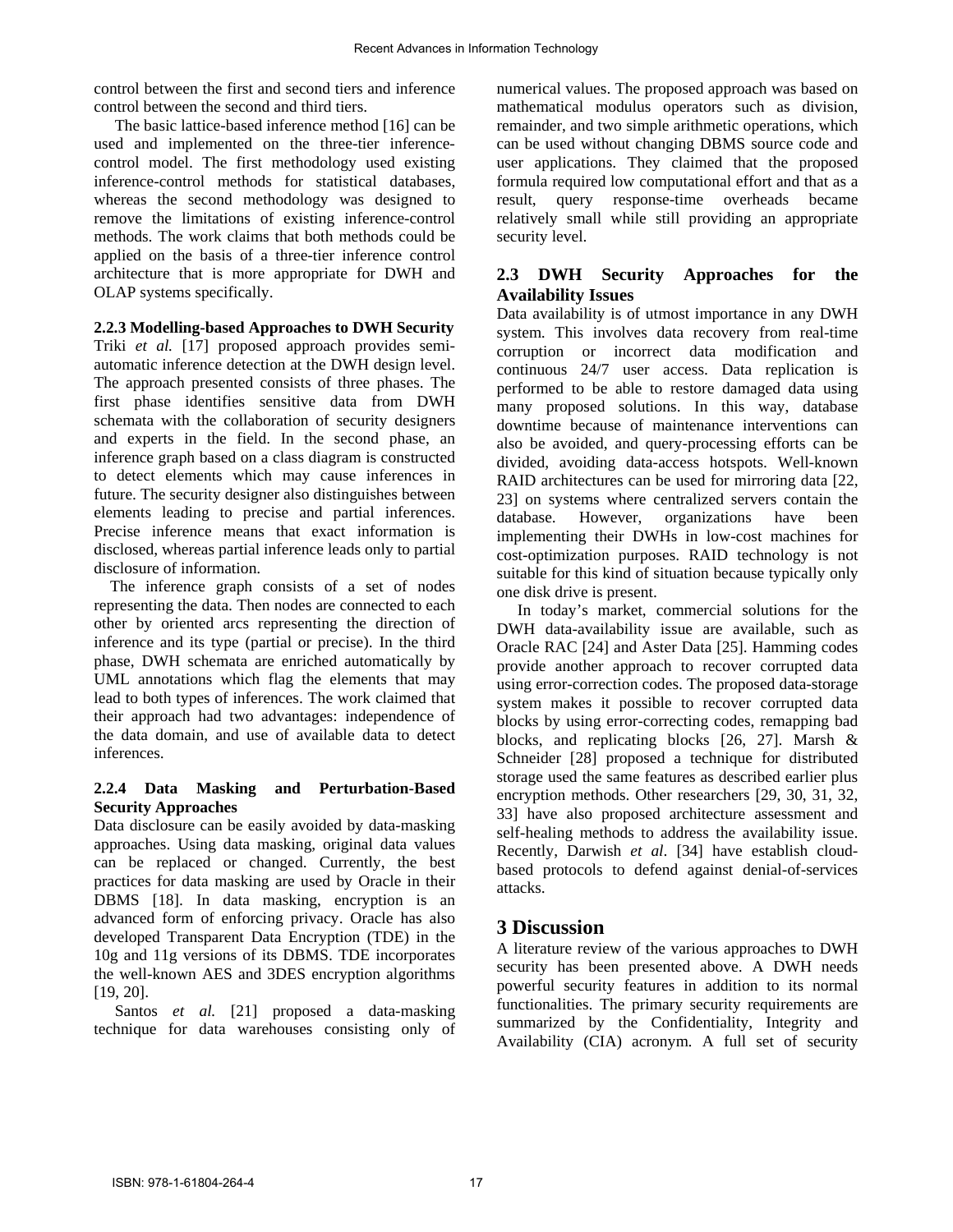control between the first and second tiers and inference control between the second and third tiers.

The basic lattice-based inference method [16] can be used and implemented on the three-tier inference-control model. The first methodology used existing inference-control methods for statistical databases, whereas the second methodology was designed to remove the limitations of existing inference-control methods. The work claims that both methods could be applied on the basis of a three-tier inference control architecture that is more appropriate for DWH and OLAP systems specifically.

#### 2.2.3 Modelling-based Approaches to DWH Security

Triki *et al.* [17] proposed approach provides semi-automatic inference detection at the DWH design level. The approach presented consists of three phases. The first phase identifies sensitive data from DWH schemata with the collaboration of security designers and experts in the field. In the second phase, an inference graph based on a class diagram is constructed to detect elements which may cause inferences in future. The security designer also distinguishes between elements leading to precise and partial inferences. Precise inference means that exact information is disclosed, whereas partial inference leads only to partial disclosure of information.

The inference graph consists of a set of nodes representing the data. Then nodes are connected to each other by oriented arcs representing the direction of inference and its type (partial or precise). In the third phase, DWH schemata are enriched automatically by UML annotations which flag the elements that may lead to both types of inferences. The work claimed that their approach had two advantages: independence of the data domain, and use of available data to detect inferences.

#### 2.2.4 Data Masking and Perturbation-Based Security Approaches

Data disclosure can be easily avoided by data-masking approaches. Using data masking, original data values can be replaced or changed. Currently, the best practices for data masking are used by Oracle in their DBMS [18]. In data masking, encryption is an advanced form of enforcing privacy. Oracle has also developed Transparent Data Encryption (TDE) in the 10g and 11g versions of its DBMS. TDE incorporates the well-known AES and 3DES encryption algorithms [19, 20].

Santos *et al.* [21] proposed a data-masking technique for data warehouses consisting only of numerical values. The proposed approach was based on mathematical modulus operators such as division, remainder, and two simple arithmetic operations, which can be used without changing DBMS source code and user applications. They claimed that the proposed formula required low computational effort and that as a result, query response-time overheads became relatively small while still providing an appropriate security level.

### 2.3 DWH Security Approaches for the Availability Issues

Data availability is of utmost importance in any DWH system. This involves data recovery from real-time corruption or incorrect data modification and continuous 24/7 user access. Data replication is performed to be able to restore damaged data using many proposed solutions. In this way, database downtime because of maintenance interventions can also be avoided, and query-processing efforts can be divided, avoiding data-access hotspots. Well-known RAID architectures can be used for mirroring data [22, 23] on systems where centralized servers contain the database. However, organizations have been implementing their DWHs in low-cost machines for cost-optimization purposes. RAID technology is not suitable for this kind of situation because typically only one disk drive is present.

In today's market, commercial solutions for the DWH data-availability issue are available, such as Oracle RAC [24] and Aster Data [25]. Hamming codes provide another approach to recover corrupted data using error-correction codes. The proposed data-storage system makes it possible to recover corrupted data blocks by using error-correcting codes, remapping bad blocks, and replicating blocks [26, 27]. Marsh & Schneider [28] proposed a technique for distributed storage used the same features as described earlier plus encryption methods. Other researchers [29, 30, 31, 32, 33] have also proposed architecture assessment and self-healing methods to address the availability issue. Recently, Darwish *et al*. [34] have establish cloud-based protocols to defend against denial-of-services attacks.

## 3 Discussion

A literature review of the various approaches to DWH security has been presented above. A DWH needs powerful security features in addition to its normal functionalities. The primary security requirements are summarized by the Confidentiality, Integrity and Availability (CIA) acronym. A full set of security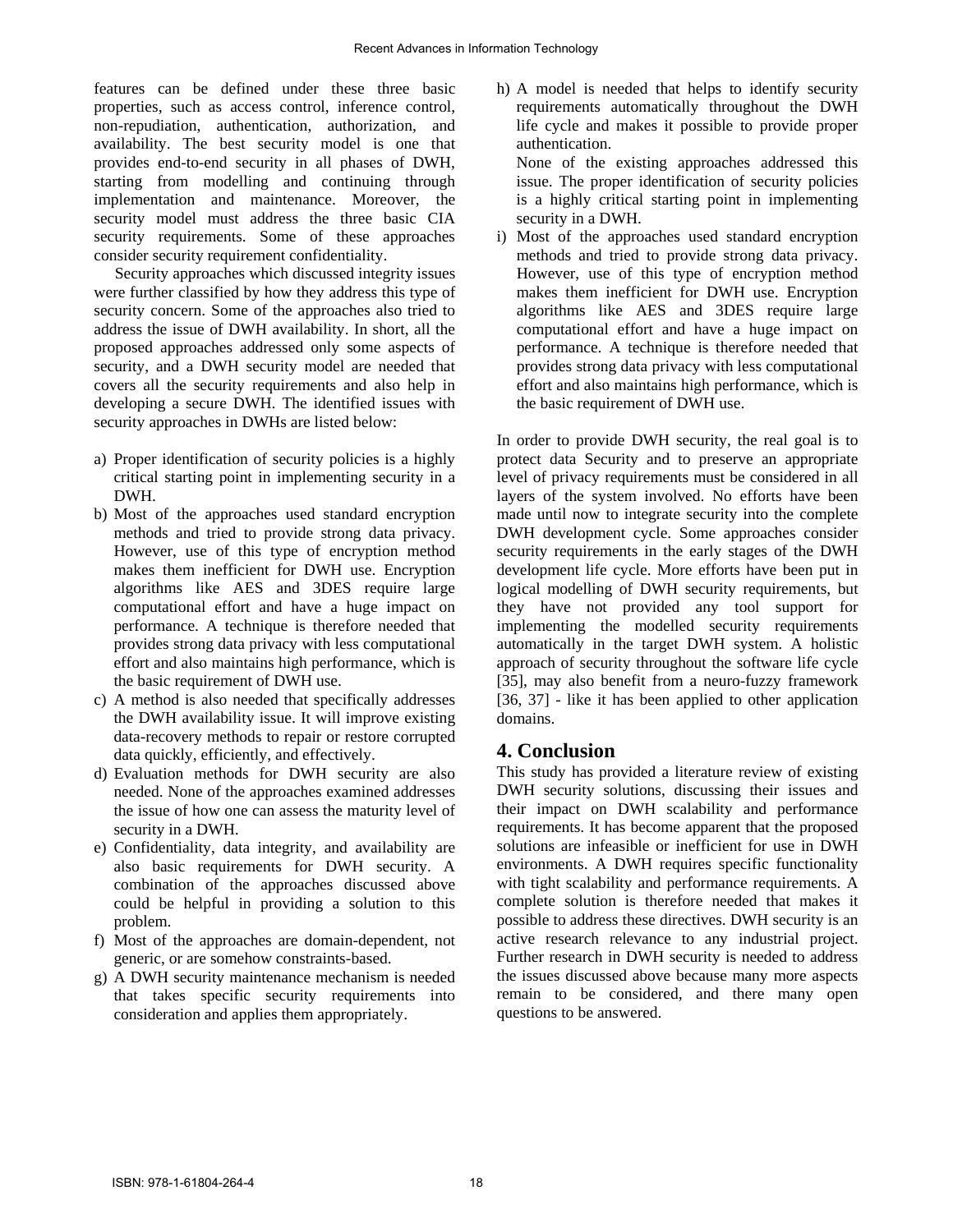features can be defined under these three basic properties, such as access control, inference control, non-repudiation, authentication, authorization, and availability. The best security model is one that provides end-to-end security in all phases of DWH, starting from modelling and continuing through implementation and maintenance. Moreover, the security model must address the three basic CIA security requirements. Some of these approaches consider security requirement confidentiality.

Security approaches which discussed integrity issues were further classified by how they address this type of security concern. Some of the approaches also tried to address the issue of DWH availability. In short, all the proposed approaches addressed only some aspects of security, and a DWH security model are needed that covers all the security requirements and also help in developing a secure DWH. The identified issues with security approaches in DWHs are listed below:

a) Proper identification of security policies is a highly critical starting point in implementing security in a DWH.
b) Most of the approaches used standard encryption methods and tried to provide strong data privacy. However, use of this type of encryption method makes them inefficient for DWH use. Encryption algorithms like AES and 3DES require large computational effort and have a huge impact on performance. A technique is therefore needed that provides strong data privacy with less computational effort and also maintains high performance, which is the basic requirement of DWH use.
c) A method is also needed that specifically addresses the DWH availability issue. It will improve existing data-recovery methods to repair or restore corrupted data quickly, efficiently, and effectively.
d) Evaluation methods for DWH security are also needed. None of the approaches examined addresses the issue of how one can assess the maturity level of security in a DWH.
e) Confidentiality, data integrity, and availability are also basic requirements for DWH security. A combination of the approaches discussed above could be helpful in providing a solution to this problem.
f) Most of the approaches are domain-dependent, not generic, or are somehow constraints-based.
g) A DWH security maintenance mechanism is needed that takes specific security requirements into consideration and applies them appropriately.
h) A model is needed that helps to identify security requirements automatically throughout the DWH life cycle and makes it possible to provide proper authentication.
   None of the existing approaches addressed this issue. The proper identification of security policies is a highly critical starting point in implementing security in a DWH.
i) Most of the approaches used standard encryption methods and tried to provide strong data privacy. However, use of this type of encryption method makes them inefficient for DWH use. Encryption algorithms like AES and 3DES require large computational effort and have a huge impact on performance. A technique is therefore needed that provides strong data privacy with less computational effort and also maintains high performance, which is the basic requirement of DWH use.

In order to provide DWH security, the real goal is to protect data Security and to preserve an appropriate level of privacy requirements must be considered in all layers of the system involved. No efforts have been made until now to integrate security into the complete DWH development cycle. Some approaches consider security requirements in the early stages of the DWH development life cycle. More efforts have been put in logical modelling of DWH security requirements, but they have not provided any tool support for implementing the modelled security requirements automatically in the target DWH system. A holistic approach of security throughout the software life cycle [35], may also benefit from a neuro-fuzzy framework [36, 37] - like it has been applied to other application domains.

# 4. Conclusion

This study has provided a literature review of existing DWH security solutions, discussing their issues and their impact on DWH scalability and performance requirements. It has become apparent that the proposed solutions are infeasible or inefficient for use in DWH environments. A DWH requires specific functionality with tight scalability and performance requirements. A complete solution is therefore needed that makes it possible to address these directives. DWH security is an active research relevance to any industrial project. Further research in DWH security is needed to address the issues discussed above because many more aspects remain to be considered, and there many open questions to be answered.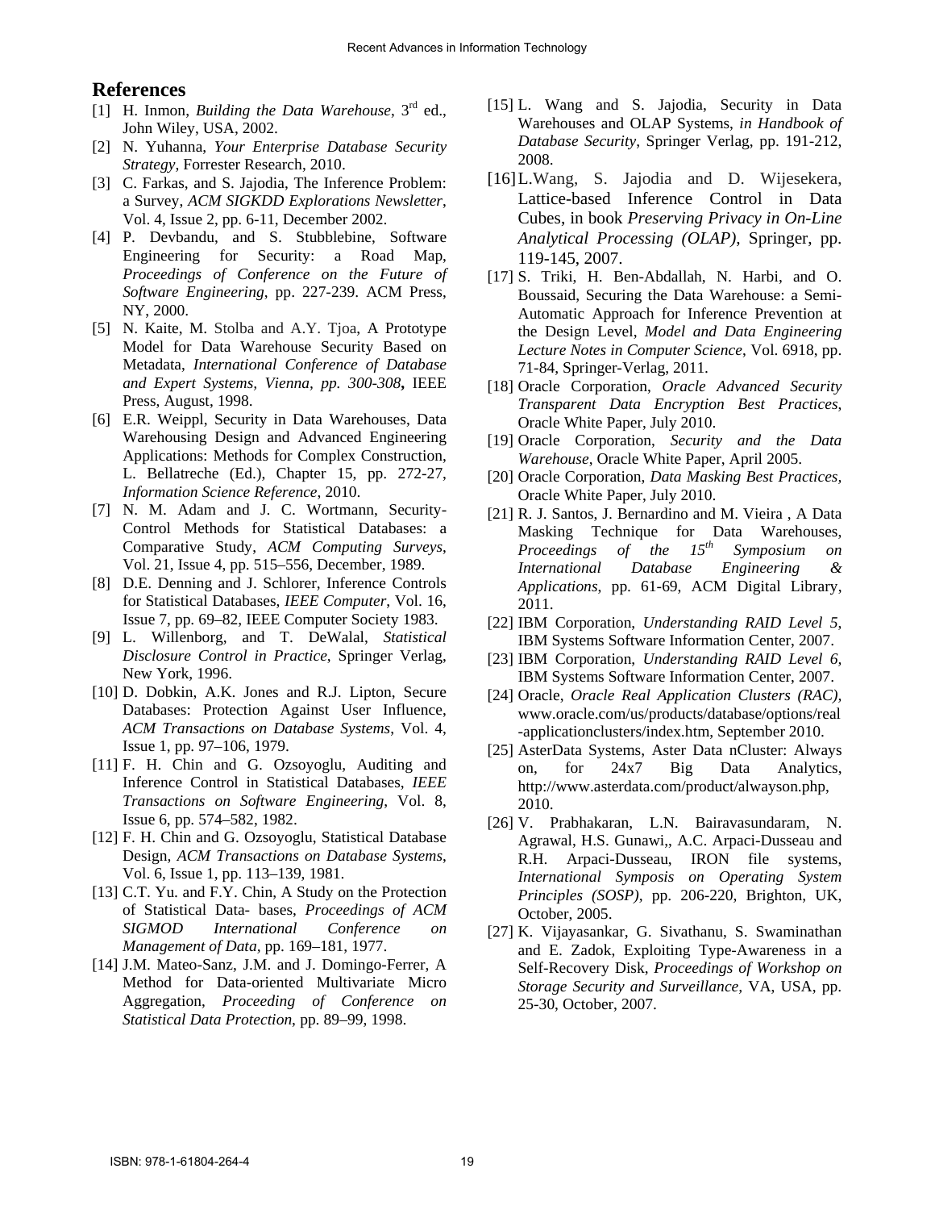## References

[1] H. Inmon, *Building the Data Warehouse*, 3rd ed., John Wiley, USA, 2002.

[2] N. Yuhanna, *Your Enterprise Database Security Strategy*, Forrester Research, 2010.

[3] C. Farkas, and S. Jajodia, The Inference Problem: a Survey, *ACM SIGKDD Explorations Newsletter*, Vol. 4, Issue 2, pp. 6-11, December 2002.

[4] P. Devbandu, and S. Stubblebine, Software Engineering for Security: a Road Map, *Proceedings of Conference on the Future of Software Engineering*, pp. 227-239. ACM Press, NY, 2000.

[5] N. Kaite, M. Stolba and A.Y. Tjoa, A Prototype Model for Data Warehouse Security Based on Metadata, *International Conference of Database and Expert Systems, Vienna, pp. 300-308*, IEEE Press, August, 1998.

[6] E.R. Weippl, Security in Data Warehouses, Data Warehousing Design and Advanced Engineering Applications: Methods for Complex Construction, L. Bellatreche (Ed.), Chapter 15, pp. 272-27, *Information Science Reference*, 2010.

[7] N. M. Adam and J. C. Wortmann, Security-Control Methods for Statistical Databases: a Comparative Study, *ACM Computing Surveys*, Vol. 21, Issue 4, pp. 515–556, December, 1989.

[8] D.E. Denning and J. Schlorer, Inference Controls for Statistical Databases, *IEEE Computer*, Vol. 16, Issue 7, pp. 69–82, IEEE Computer Society 1983.

[9] L. Willenborg, and T. DeWalal, *Statistical Disclosure Control in Practice*, Springer Verlag, New York, 1996.

[10] D. Dobkin, A.K. Jones and R.J. Lipton, Secure Databases: Protection Against User Influence, *ACM Transactions on Database Systems*, Vol. 4, Issue 1, pp. 97–106, 1979.

[11] F. H. Chin and G. Ozsoyoglu, Auditing and Inference Control in Statistical Databases, *IEEE Transactions on Software Engineering*, Vol. 8, Issue 6, pp. 574–582, 1982.

[12] F. H. Chin and G. Ozsoyoglu, Statistical Database Design, *ACM Transactions on Database Systems*, Vol. 6, Issue 1, pp. 113–139, 1981.

[13] C.T. Yu. and F.Y. Chin, A Study on the Protection of Statistical Data- bases, *Proceedings of ACM SIGMOD International Conference on Management of Data*, pp. 169–181, 1977.

[14] J.M. Mateo-Sanz, J.M. and J. Domingo-Ferrer, A Method for Data-oriented Multivariate Micro Aggregation, *Proceeding of Conference on Statistical Data Protection*, pp. 89–99, 1998.

[15] L. Wang and S. Jajodia, Security in Data Warehouses and OLAP Systems, *in Handbook of Database Security*, Springer Verlag, pp. 191-212, 2008.

[16] L.Wang, S. Jajodia and D. Wijesekera, Lattice-based Inference Control in Data Cubes, in book *Preserving Privacy in On-Line Analytical Processing (OLAP)*, Springer, pp. 119-145, 2007.

[17] S. Triki, H. Ben-Abdallah, N. Harbi, and O. Boussaid, Securing the Data Warehouse: a Semi-Automatic Approach for Inference Prevention at the Design Level, *Model and Data Engineering Lecture Notes in Computer Science*, Vol. 6918, pp. 71-84, Springer-Verlag, 2011.

[18] Oracle Corporation, *Oracle Advanced Security Transparent Data Encryption Best Practices*, Oracle White Paper, July 2010.

[19] Oracle Corporation, *Security and the Data Warehouse*, Oracle White Paper, April 2005.

[20] Oracle Corporation, *Data Masking Best Practices*, Oracle White Paper, July 2010.

[21] R. J. Santos, J. Bernardino and M. Vieira , A Data Masking Technique for Data Warehouses, *Proceedings of the 15th Symposium on International Database Engineering & Applications*, pp. 61-69, ACM Digital Library, 2011.

[22] IBM Corporation, *Understanding RAID Level 5*, IBM Systems Software Information Center, 2007.

[23] IBM Corporation, *Understanding RAID Level 6*, IBM Systems Software Information Center, 2007.

[24] Oracle, *Oracle Real Application Clusters (RAC)*, www.oracle.com/us/products/database/options/real-applicationclusters/index.htm, September 2010.

[25] AsterData Systems, Aster Data nCluster: Always on, for 24x7 Big Data Analytics, http://www.asterdata.com/product/alwayson.php, 2010.

[26] V. Prabhakaran, L.N. Bairavasundaram, N. Agrawal, H.S. Gunawi,, A.C. Arpaci-Dusseau and R.H. Arpaci-Dusseau, IRON file systems, *International Symposis on Operating System Principles (SOSP)*, pp. 206-220, Brighton, UK, October, 2005.

[27] K. Vijayasankar, G. Sivathanu, S. Swaminathan and E. Zadok, Exploiting Type-Awareness in a Self-Recovery Disk, *Proceedings of Workshop on Storage Security and Surveillance*, VA, USA, pp. 25-30, October, 2007.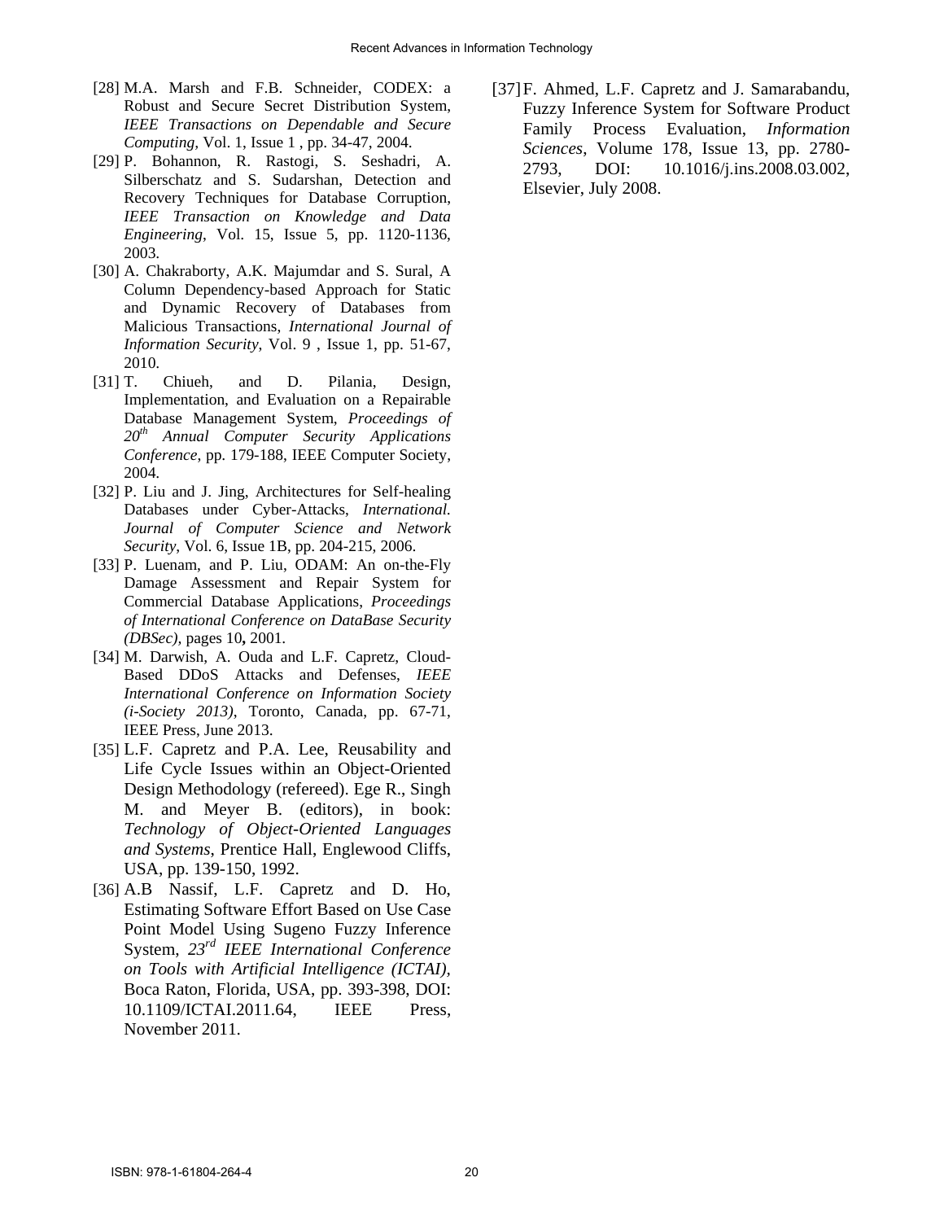[28] M.A. Marsh and F.B. Schneider, CODEX: a Robust and Secure Secret Distribution System, *IEEE Transactions on Dependable and Secure Computing,* Vol. 1, Issue 1 , pp. 34-47, 2004.

[29] P. Bohannon, R. Rastogi, S. Seshadri, A. Silberschatz and S. Sudarshan, Detection and Recovery Techniques for Database Corruption, *IEEE Transaction on Knowledge and Data Engineering*, Vol. 15, Issue 5, pp. 1120-1136, 2003.

[30] A. Chakraborty, A.K. Majumdar and S. Sural, A Column Dependency-based Approach for Static and Dynamic Recovery of Databases from Malicious Transactions, *International Journal of Information Security*, Vol. 9 , Issue 1, pp. 51-67, 2010.

[31] T. Chiueh, and D. Pilania, Design, Implementation, and Evaluation on a Repairable Database Management System, *Proceedings of 20th Annual Computer Security Applications Conference*, pp. 179-188, IEEE Computer Society, 2004.

[32] P. Liu and J. Jing, Architectures for Self-healing Databases under Cyber-Attacks, *International. Journal of Computer Science and Network Security*, Vol. 6, Issue 1B, pp. 204-215, 2006.

[33] P. Luenam, and P. Liu, ODAM: An on-the-Fly Damage Assessment and Repair System for Commercial Database Applications, *Proceedings of International Conference on DataBase Security (DBSec),* pages 10**,** 2001.

[34] M. Darwish, A. Ouda and L.F. Capretz, Cloud-Based DDoS Attacks and Defenses, *IEEE International Conference on Information Society (i-Society 2013)*, Toronto, Canada, pp. 67-71, IEEE Press, June 2013.

[35] L.F. Capretz and P.A. Lee, Reusability and Life Cycle Issues within an Object-Oriented Design Methodology (refereed). Ege R., Singh M. and Meyer B. (editors), in book: *Technology of Object-Oriented Languages and Systems*, Prentice Hall, Englewood Cliffs, USA, pp. 139-150, 1992.

[36] A.B Nassif, L.F. Capretz and D. Ho, Estimating Software Effort Based on Use Case Point Model Using Sugeno Fuzzy Inference System, *23rd IEEE International Conference on Tools with Artificial Intelligence (ICTAI)*, Boca Raton, Florida, USA, pp. 393-398, DOI: 10.1109/ICTAI.2011.64, IEEE Press, November 2011.

[37] F. Ahmed, L.F. Capretz and J. Samarabandu, Fuzzy Inference System for Software Product Family Process Evaluation, *Information Sciences*, Volume 178, Issue 13, pp. 2780-2793, DOI: 10.1016/j.ins.2008.03.002, Elsevier, July 2008.